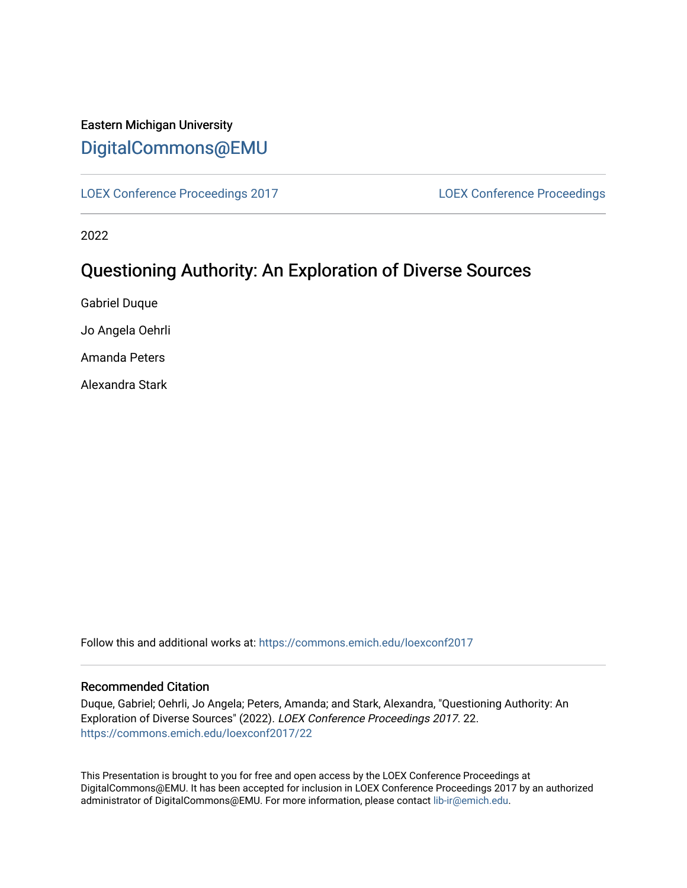Eastern Michigan University

DigitalCommons@EMU

LOEX Conference Proceedings 2017 | LOEX Conference Proceedings

2022

# Questioning Authority: An Exploration of Diverse Sources

Gabriel Duque

Jo Angela Oehrli

Amanda Peters

Alexandra Stark

Follow this and additional works at: https://commons.emich.edu/loexconf2017

### Recommended Citation

Duque, Gabriel; Oehrli, Jo Angela; Peters, Amanda; and Stark, Alexandra, "Questioning Authority: An Exploration of Diverse Sources" (2022). *LOEX Conference Proceedings 2017*. 22.
https://commons.emich.edu/loexconf2017/22

This Presentation is brought to you for free and open access by the LOEX Conference Proceedings at DigitalCommons@EMU. It has been accepted for inclusion in LOEX Conference Proceedings 2017 by an authorized administrator of DigitalCommons@EMU. For more information, please contact lib-ir@emich.edu.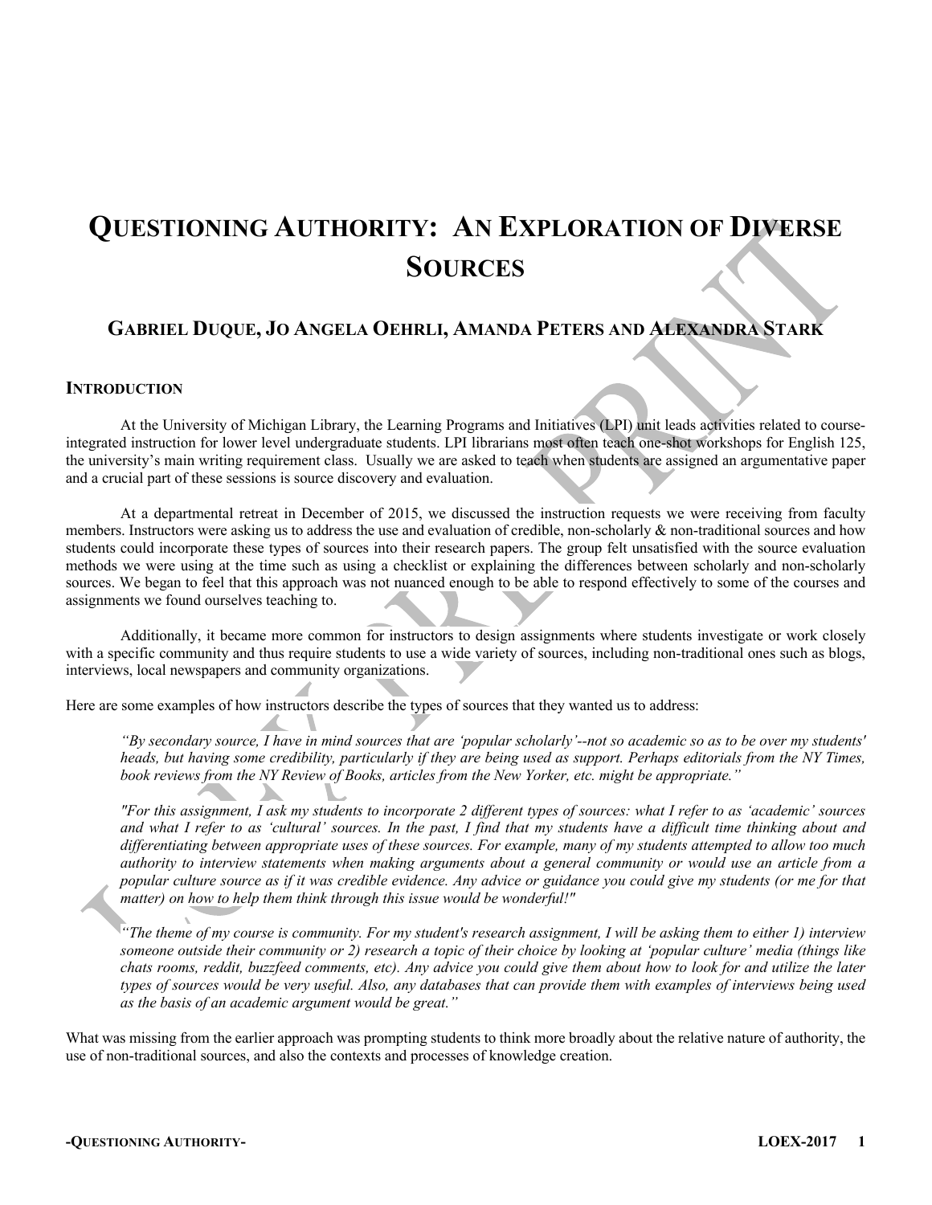# Questioning Authority: An Exploration of Diverse Sources

## Gabriel Duque, Jo Angela Oehrli, Amanda Peters and Alexandra Stark

### Introduction

At the University of Michigan Library, the Learning Programs and Initiatives (LPI) unit leads activities related to course-integrated instruction for lower level undergraduate students. LPI librarians most often teach one-shot workshops for English 125, the university's main writing requirement class. Usually we are asked to teach when students are assigned an argumentative paper and a crucial part of these sessions is source discovery and evaluation.

At a departmental retreat in December of 2015, we discussed the instruction requests we were receiving from faculty members. Instructors were asking us to address the use and evaluation of credible, non-scholarly & non-traditional sources and how students could incorporate these types of sources into their research papers. The group felt unsatisfied with the source evaluation methods we were using at the time such as using a checklist or explaining the differences between scholarly and non-scholarly sources. We began to feel that this approach was not nuanced enough to be able to respond effectively to some of the courses and assignments we found ourselves teaching to.

Additionally, it became more common for instructors to design assignments where students investigate or work closely with a specific community and thus require students to use a wide variety of sources, including non-traditional ones such as blogs, interviews, local newspapers and community organizations.

Here are some examples of how instructors describe the types of sources that they wanted us to address:

> *"By secondary source, I have in mind sources that are 'popular scholarly'--not so academic so as to be over my students' heads, but having some credibility, particularly if they are being used as support. Perhaps editorials from the NY Times, book reviews from the NY Review of Books, articles from the New Yorker, etc. might be appropriate."*

> *"For this assignment, I ask my students to incorporate 2 different types of sources: what I refer to as 'academic' sources and what I refer to as 'cultural' sources. In the past, I find that my students have a difficult time thinking about and differentiating between appropriate uses of these sources. For example, many of my students attempted to allow too much authority to interview statements when making arguments about a general community or would use an article from a popular culture source as if it was credible evidence. Any advice or guidance you could give my students (or me for that matter) on how to help them think through this issue would be wonderful!"*

> *"The theme of my course is community. For my student's research assignment, I will be asking them to either 1) interview someone outside their community or 2) research a topic of their choice by looking at 'popular culture' media (things like chats rooms, reddit, buzzfeed comments, etc). Any advice you could give them about how to look for and utilize the later types of sources would be very useful. Also, any databases that can provide them with examples of interviews being used as the basis of an academic argument would be great."*

What was missing from the earlier approach was prompting students to think more broadly about the relative nature of authority, the use of non-traditional sources, and also the contexts and processes of knowledge creation.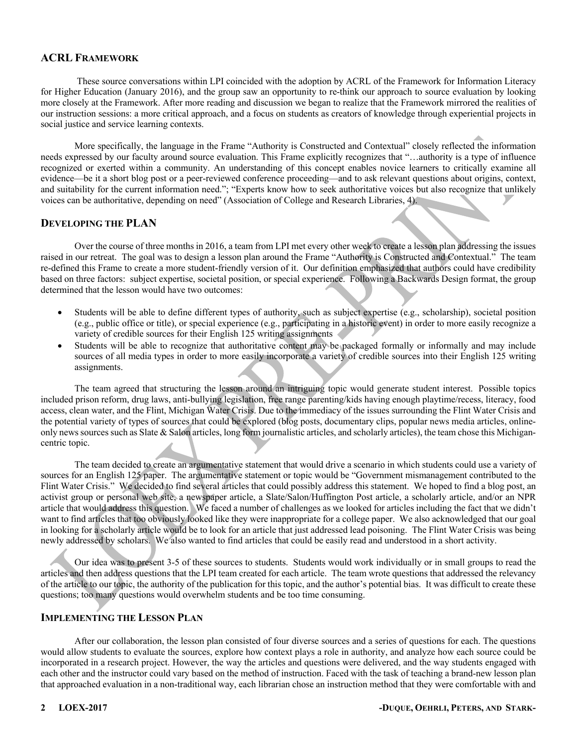## ACRL Framework

These source conversations within LPI coincided with the adoption by ACRL of the Framework for Information Literacy for Higher Education (January 2016), and the group saw an opportunity to re-think our approach to source evaluation by looking more closely at the Framework. After more reading and discussion we began to realize that the Framework mirrored the realities of our instruction sessions: a more critical approach, and a focus on students as creators of knowledge through experiential projects in social justice and service learning contexts.

More specifically, the language in the Frame "Authority is Constructed and Contextual" closely reflected the information needs expressed by our faculty around source evaluation. This Frame explicitly recognizes that "…authority is a type of influence recognized or exerted within a community. An understanding of this concept enables novice learners to critically examine all evidence—be it a short blog post or a peer-reviewed conference proceeding—and to ask relevant questions about origins, context, and suitability for the current information need."; "Experts know how to seek authoritative voices but also recognize that unlikely voices can be authoritative, depending on need" (Association of College and Research Libraries, 4).

## Developing the Plan

Over the course of three months in 2016, a team from LPI met every other week to create a lesson plan addressing the issues raised in our retreat. The goal was to design a lesson plan around the Frame "Authority is Constructed and Contextual." The team re-defined this Frame to create a more student-friendly version of it. Our definition emphasized that authors could have credibility based on three factors: subject expertise, societal position, or special experience. Following a Backwards Design format, the group determined that the lesson would have two outcomes:

- Students will be able to define different types of authority, such as subject expertise (e.g., scholarship), societal position (e.g., public office or title), or special experience (e.g., participating in a historic event) in order to more easily recognize a variety of credible sources for their English 125 writing assignments
- Students will be able to recognize that authoritative content may be packaged formally or informally and may include sources of all media types in order to more easily incorporate a variety of credible sources into their English 125 writing assignments.

The team agreed that structuring the lesson around an intriguing topic would generate student interest. Possible topics included prison reform, drug laws, anti-bullying legislation, free range parenting/kids having enough playtime/recess, literacy, food access, clean water, and the Flint, Michigan Water Crisis. Due to the immediacy of the issues surrounding the Flint Water Crisis and the potential variety of types of sources that could be explored (blog posts, documentary clips, popular news media articles, online-only news sources such as Slate & Salon articles, long form journalistic articles, and scholarly articles), the team chose this Michigan-centric topic.

The team decided to create an argumentative statement that would drive a scenario in which students could use a variety of sources for an English 125 paper. The argumentative statement or topic would be "Government mismanagement contributed to the Flint Water Crisis." We decided to find several articles that could possibly address this statement. We hoped to find a blog post, an activist group or personal web site, a newspaper article, a Slate/Salon/Huffington Post article, a scholarly article, and/or an NPR article that would address this question. We faced a number of challenges as we looked for articles including the fact that we didn't want to find articles that too obviously looked like they were inappropriate for a college paper. We also acknowledged that our goal in looking for a scholarly article would be to look for an article that just addressed lead poisoning. The Flint Water Crisis was being newly addressed by scholars. We also wanted to find articles that could be easily read and understood in a short activity.

Our idea was to present 3-5 of these sources to students. Students would work individually or in small groups to read the articles and then address questions that the LPI team created for each article. The team wrote questions that addressed the relevancy of the article to our topic, the authority of the publication for this topic, and the author's potential bias. It was difficult to create these questions; too many questions would overwhelm students and be too time consuming.

## Implementing the Lesson Plan

After our collaboration, the lesson plan consisted of four diverse sources and a series of questions for each. The questions would allow students to evaluate the sources, explore how context plays a role in authority, and analyze how each source could be incorporated in a research project. However, the way the articles and questions were delivered, and the way students engaged with each other and the instructor could vary based on the method of instruction. Faced with the task of teaching a brand-new lesson plan that approached evaluation in a non-traditional way, each librarian chose an instruction method that they were comfortable with and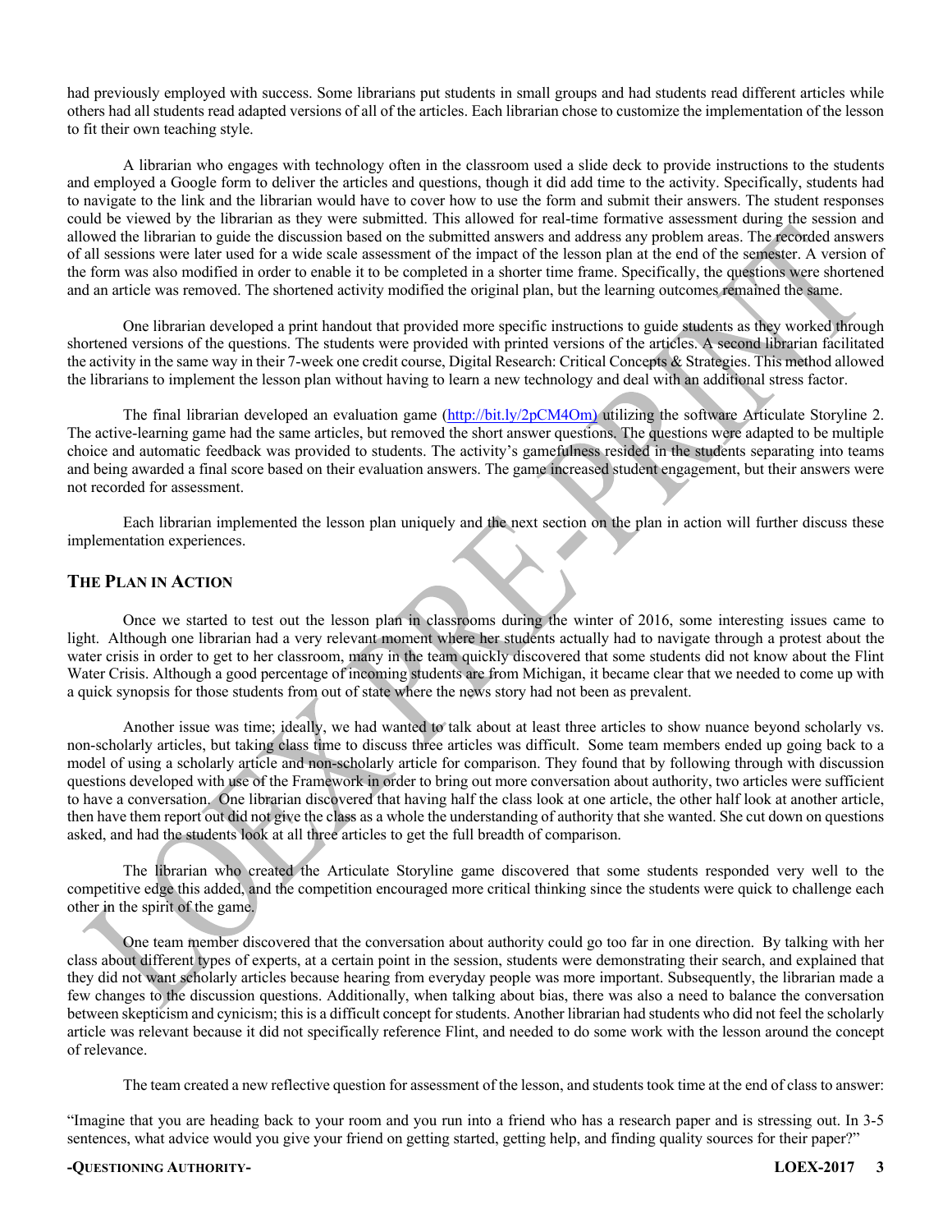had previously employed with success. Some librarians put students in small groups and had students read different articles while others had all students read adapted versions of all of the articles. Each librarian chose to customize the implementation of the lesson to fit their own teaching style.

A librarian who engages with technology often in the classroom used a slide deck to provide instructions to the students and employed a Google form to deliver the articles and questions, though it did add time to the activity. Specifically, students had to navigate to the link and the librarian would have to cover how to use the form and submit their answers. The student responses could be viewed by the librarian as they were submitted. This allowed for real-time formative assessment during the session and allowed the librarian to guide the discussion based on the submitted answers and address any problem areas. The recorded answers of all sessions were later used for a wide scale assessment of the impact of the lesson plan at the end of the semester. A version of the form was also modified in order to enable it to be completed in a shorter time frame. Specifically, the questions were shortened and an article was removed. The shortened activity modified the original plan, but the learning outcomes remained the same.

One librarian developed a print handout that provided more specific instructions to guide students as they worked through shortened versions of the questions. The students were provided with printed versions of the articles. A second librarian facilitated the activity in the same way in their 7-week one credit course, Digital Research: Critical Concepts & Strategies. This method allowed the librarians to implement the lesson plan without having to learn a new technology and deal with an additional stress factor.

The final librarian developed an evaluation game (http://bit.ly/2pCM4Om) utilizing the software Articulate Storyline 2. The active-learning game had the same articles, but removed the short answer questions. The questions were adapted to be multiple choice and automatic feedback was provided to students. The activity's gamefulness resided in the students separating into teams and being awarded a final score based on their evaluation answers. The game increased student engagement, but their answers were not recorded for assessment.

Each librarian implemented the lesson plan uniquely and the next section on the plan in action will further discuss these implementation experiences.

## The Plan in Action

Once we started to test out the lesson plan in classrooms during the winter of 2016, some interesting issues came to light. Although one librarian had a very relevant moment where her students actually had to navigate through a protest about the water crisis in order to get to her classroom, many in the team quickly discovered that some students did not know about the Flint Water Crisis. Although a good percentage of incoming students are from Michigan, it became clear that we needed to come up with a quick synopsis for those students from out of state where the news story had not been as prevalent.

Another issue was time; ideally, we had wanted to talk about at least three articles to show nuance beyond scholarly vs. non-scholarly articles, but taking class time to discuss three articles was difficult. Some team members ended up going back to a model of using a scholarly article and non-scholarly article for comparison. They found that by following through with discussion questions developed with use of the Framework in order to bring out more conversation about authority, two articles were sufficient to have a conversation. One librarian discovered that having half the class look at one article, the other half look at another article, then have them report out did not give the class as a whole the understanding of authority that she wanted. She cut down on questions asked, and had the students look at all three articles to get the full breadth of comparison.

The librarian who created the Articulate Storyline game discovered that some students responded very well to the competitive edge this added, and the competition encouraged more critical thinking since the students were quick to challenge each other in the spirit of the game.

One team member discovered that the conversation about authority could go too far in one direction. By talking with her class about different types of experts, at a certain point in the session, students were demonstrating their search, and explained that they did not want scholarly articles because hearing from everyday people was more important. Subsequently, the librarian made a few changes to the discussion questions. Additionally, when talking about bias, there was also a need to balance the conversation between skepticism and cynicism; this is a difficult concept for students. Another librarian had students who did not feel the scholarly article was relevant because it did not specifically reference Flint, and needed to do some work with the lesson around the concept of relevance.

The team created a new reflective question for assessment of the lesson, and students took time at the end of class to answer:

"Imagine that you are heading back to your room and you run into a friend who has a research paper and is stressing out. In 3-5 sentences, what advice would you give your friend on getting started, getting help, and finding quality sources for their paper?"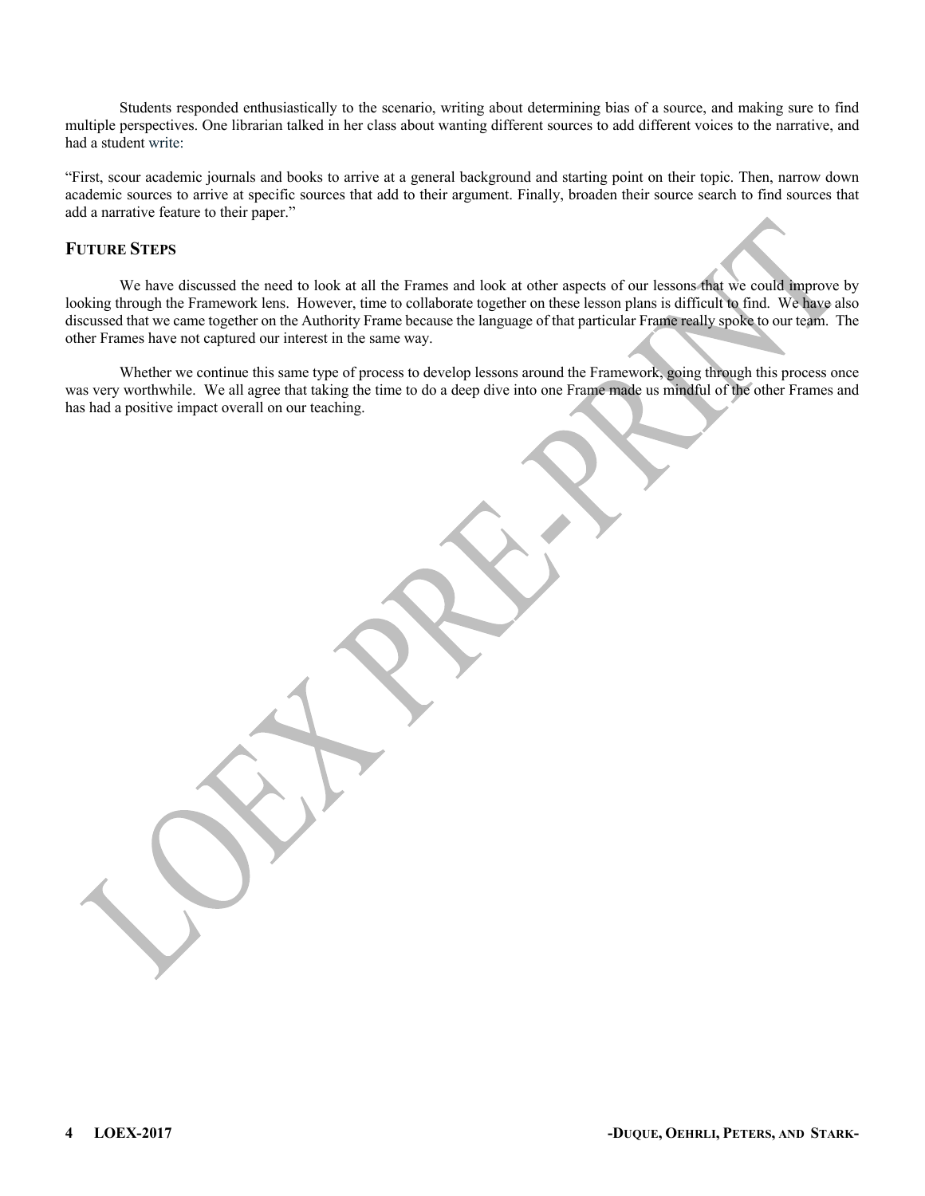Students responded enthusiastically to the scenario, writing about determining bias of a source, and making sure to find multiple perspectives. One librarian talked in her class about wanting different sources to add different voices to the narrative, and had a student write:

"First, scour academic journals and books to arrive at a general background and starting point on their topic. Then, narrow down academic sources to arrive at specific sources that add to their argument. Finally, broaden their source search to find sources that add a narrative feature to their paper."

## FUTURE STEPS

We have discussed the need to look at all the Frames and look at other aspects of our lessons that we could improve by looking through the Framework lens. However, time to collaborate together on these lesson plans is difficult to find. We have also discussed that we came together on the Authority Frame because the language of that particular Frame really spoke to our team. The other Frames have not captured our interest in the same way.

Whether we continue this same type of process to develop lessons around the Framework, going through this process once was very worthwhile. We all agree that taking the time to do a deep dive into one Frame made us mindful of the other Frames and has had a positive impact overall on our teaching.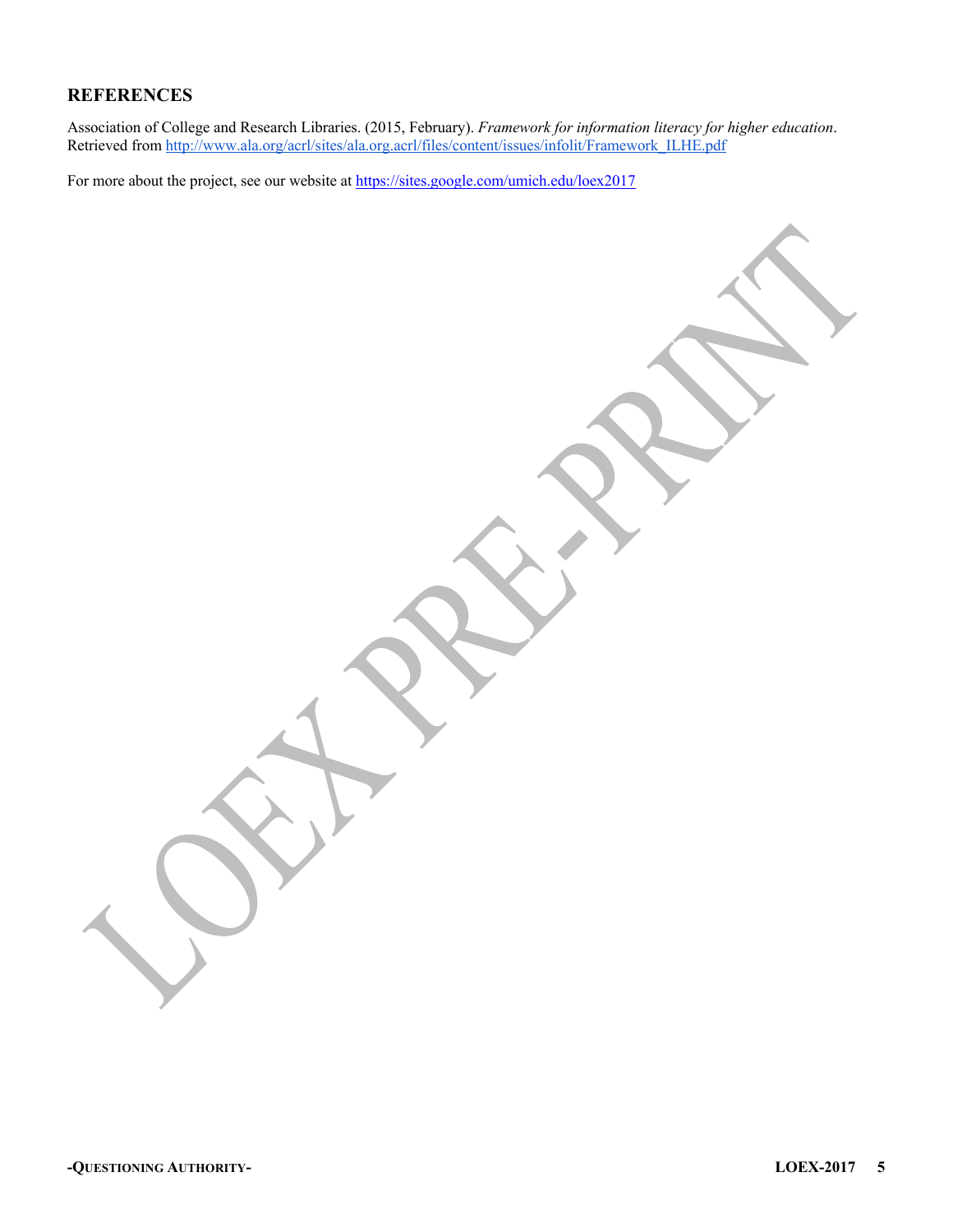## REFERENCES

Association of College and Research Libraries. (2015, February). *Framework for information literacy for higher education*. Retrieved from http://www.ala.org/acrl/sites/ala.org.acrl/files/content/issues/infolit/Framework_ILHE.pdf

For more about the project, see our website at https://sites.google.com/umich.edu/loex2017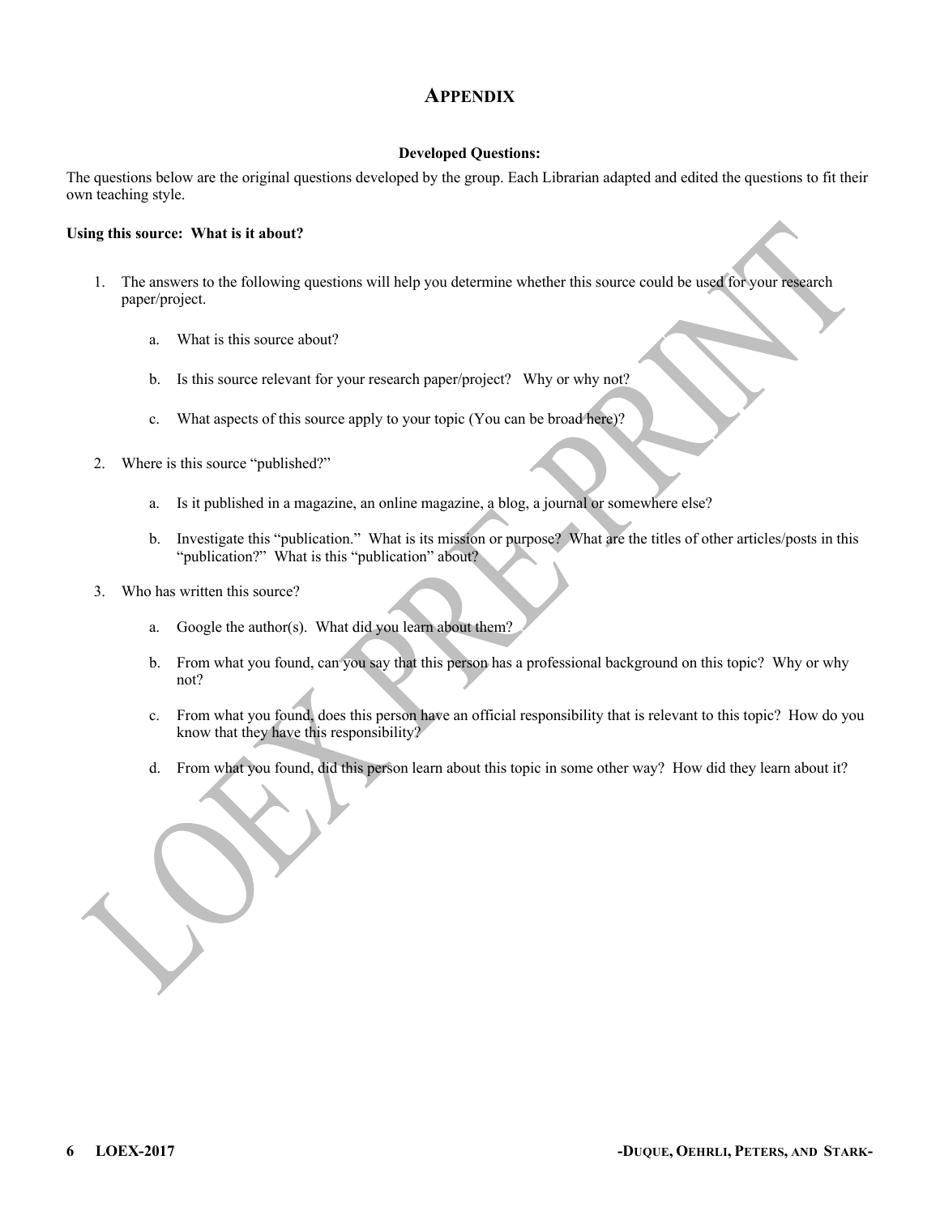# Appendix

**Developed Questions:**

The questions below are the original questions developed by the group. Each Librarian adapted and edited the questions to fit their own teaching style.

**Using this source: What is it about?**

1. The answers to the following questions will help you determine whether this source could be used for your research paper/project.

    a. What is this source about?

    b. Is this source relevant for your research paper/project? Why or why not?

    c. What aspects of this source apply to your topic (You can be broad here)?

2. Where is this source "published?"

    a. Is it published in a magazine, an online magazine, a blog, a journal or somewhere else?

    b. Investigate this "publication." What is its mission or purpose? What are the titles of other articles/posts in this "publication?" What is this "publication" about?

3. Who has written this source?

    a. Google the author(s). What did you learn about them?

    b. From what you found, can you say that this person has a professional background on this topic? Why or why not?

    c. From what you found, does this person have an official responsibility that is relevant to this topic? How do you know that they have this responsibility?

    d. From what you found, did this person learn about this topic in some other way? How did they learn about it?